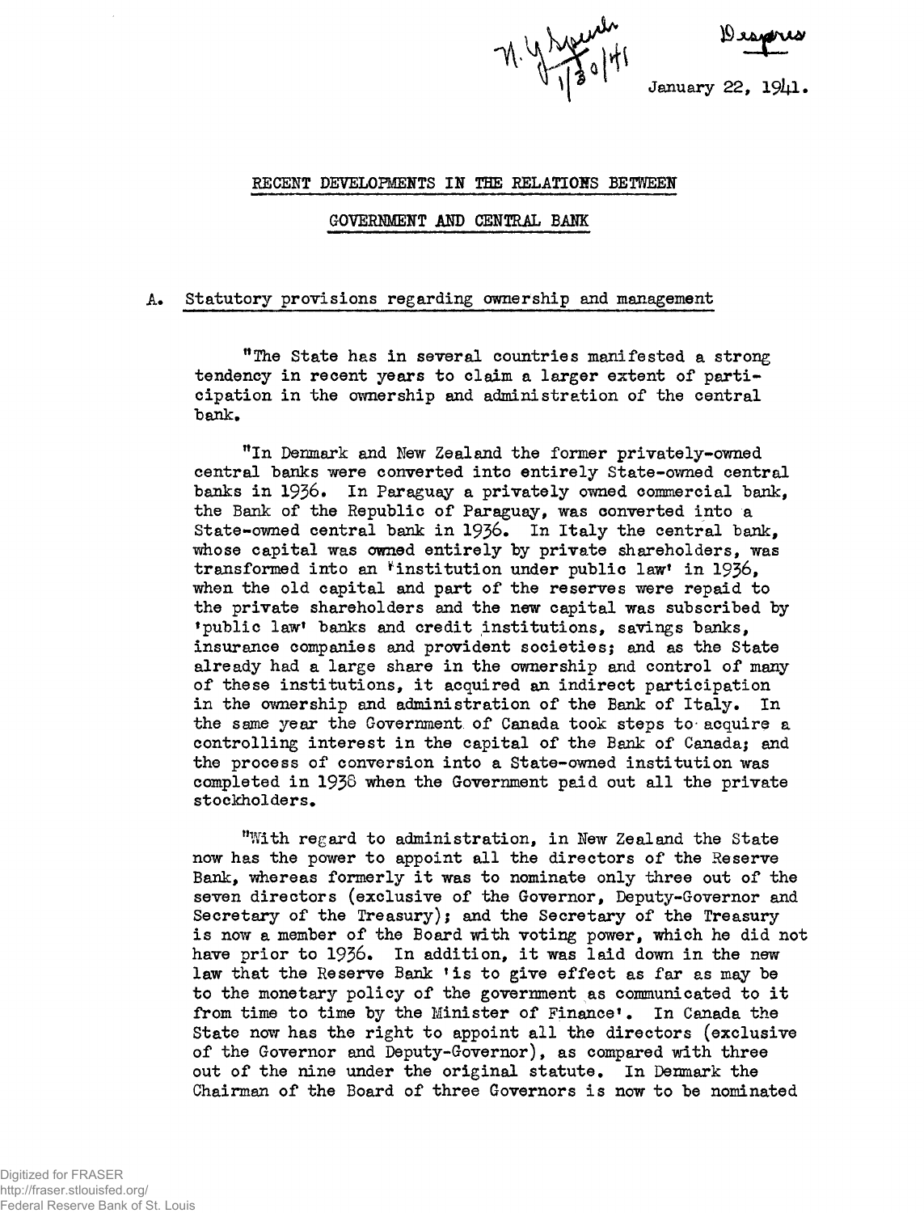N. Y. Speech 1/30/41

Despres

January 22, 1941.

## RECENT DEVELOPMENTS IN THE RELATIONS BETWEEN GOVERNMENT AND CENTRAL BANK

### A. Statutory provisions regarding ownership and management

"The State has in several countries manifested a strong tendency in recent years to claim a larger extent of participation in the ownership and administration of the central bank.

"In Denmark and New Zealand the former privately-owned central banks were converted into entirely State-owned central banks in 1936. In Paraguay a privately owned commercial bank, the Bank of the Republic of Paraguay, was converted into a State-owned central bank in 1936. In Italy the central bank, whose capital was owned entirely by private shareholders, was transformed into an 'institution under public law' in 1936, when the old capital and part of the reserves were repaid to the private shareholders and the new capital was subscribed by 'public law' banks and credit institutions, savings banks, insurance companies and provident societies; and as the State already had a large share in the ownership and control of many of these institutions, it acquired an indirect participation in the ownership and administration of the Bank of Italy. In the same year the Government of Canada took steps to acquire a controlling interest in the capital of the Bank of Canada; and the process of conversion into a State-owned institution was completed in 1938 when the Government paid out all the private stockholders.

"With regard to administration, in New Zealand the State now has the power to appoint all the directors of the Reserve Bank, whereas formerly it was to nominate only three out of the seven directors (exclusive of the Governor, Deputy-Governor and Secretary of the Treasury); and the Secretary of the Treasury is now a member of the Board with voting power, which he did not have prior to 1936. In addition, it was laid down in the new law that the Reserve Bank 'is to give effect as far as may be to the monetary policy of the government as communicated to it from time to time by the Minister of Finance'. In Canada the State now has the right to appoint all the directors (exclusive of the Governor and Deputy-Governor), as compared with three out of the nine under the original statute. In Denmark the Chairman of the Board of three Governors is now to be nominated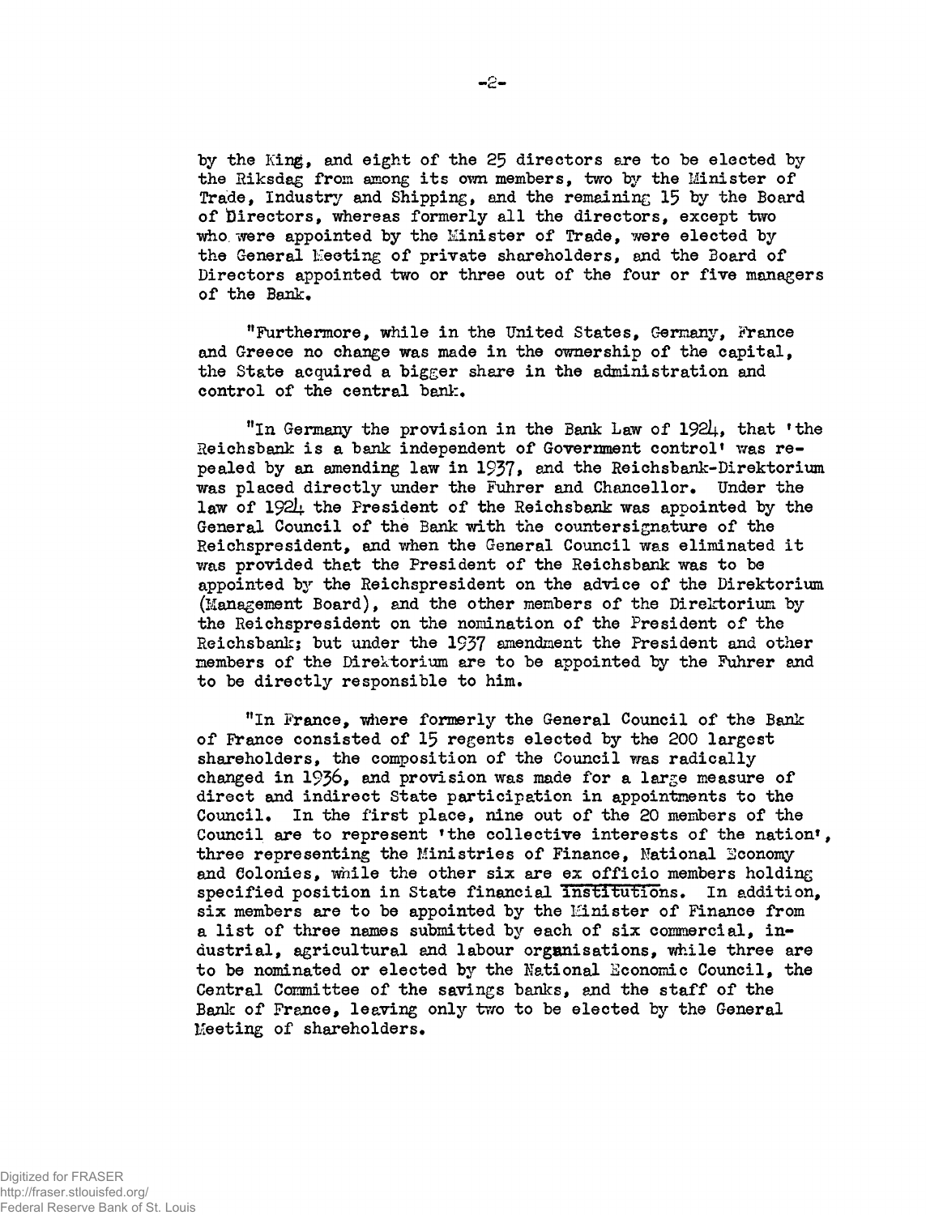by the King, and eight of the 25 directors are to be elected by the Riksdag from among its own members, two by the Minister of Trade, Industry and Shipping, and the remaining 15 by the Board of Directors, whereas formerly all the directors, except two who were appointed by the Minister of Trade, were elected by the General Meeting of private shareholders, and the Board of Directors appointed two or three out of the four or five managers of the Bank.

"Furthermore, while in the United States, Germany, France and Greece no change was made in the ownership of the capital, the State acquired a bigger share in the administration and control of the central bank.

"In Germany the provision in the Bank Law of 1924, that 'the Reichsbank is a bank independent of Government control' was repealed by an amending law in 1937, and the Reichsbank-Direktorium was placed directly under the Fuhrer and Chancellor. Under the law of 1924 the President of the Reichsbank was appointed by the General Council of the Bank with the countersignature of the Reichspresident, and when the General Council was eliminated it was provided that the President of the Reichsbank was to be appointed by the Reichspresident on the advice of the Direktorium (Management Board), and the other members of the Direktorium by the Reichspresident on the nomination of the President of the Reichsbank; but under the 1937 amendment the President and other members of the Direktorium are to be appointed by the Fuhrer and to be directly responsible to him.

"In France, where formerly the General Council of the Bank of France consisted of 15 regents elected by the 200 largest shareholders, the composition of the Council was radically changed in 1936, and provision was made for a large measure of direct and indirect State participation in appointments to the Council. In the first place, nine out of the 20 members of the Council are to represent 'the collective interests of the nation', three representing the Ministries of Finance, National Economy and Colonies, while the other six are ex officio members holding specified position in State financial institutions. In addition, six members are to be appointed by the Minister of Finance from a list of three names submitted by each of six commercial, industrial, agricultural and labour organisations, while three are to be nominated or elected by the National Economic Council, the Central Committee of the savings banks, and the staff of the Bank of France, leaving only two to be elected by the General Meeting of shareholders.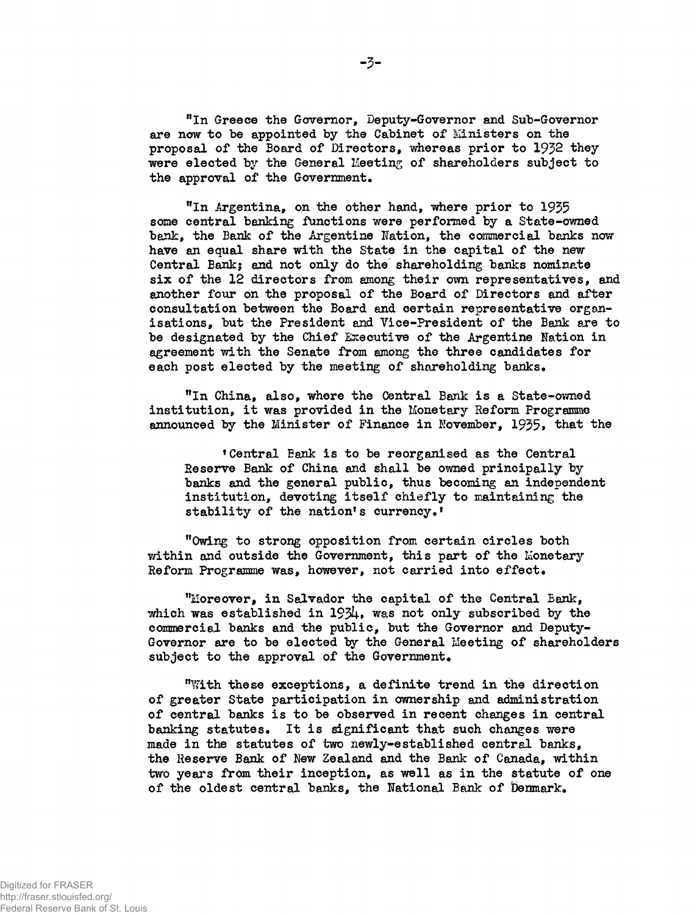"In Greece the Governor, Deputy-Governor and Sub-Governor are now to be appointed by the Cabinet of Ministers on the proposal of the Board of Directors, whereas prior to 1932 they were elected by the General Meeting of shareholders subject to the approval of the Government.

"In Argentina, on the other hand, where prior to 1935 some central banking functions were performed by a State-owned bank, the Bank of the Argentine Nation, the commercial banks now have an equal share with the State in the capital of the new Central Bank; and not only do the shareholding banks nominate six of the 12 directors from among their own representatives, and another four on the proposal of the Board of Directors and after consultation between the Board and certain representative organisations, but the President and Vice-President of the Bank are to be designated by the Chief Executive of the Argentine Nation in agreement with the Senate from among the three candidates for each post elected by the meeting of shareholding banks.

"In China, also, where the Central Bank is a State-owned institution, it was provided in the Monetary Reform Programme announced by the Minister of Finance in November, 1935, that the

> 'Central Bank is to be reorganised as the Central Reserve Bank of China and shall be owned principally by banks and the general public, thus becoming an independent institution, devoting itself chiefly to maintaining the stability of the nation's currency.'

"Owing to strong opposition from certain circles both within and outside the Government, this part of the Monetary Reform Programme was, however, not carried into effect.

"Moreover, in Salvador the capital of the Central Bank, which was established in 1934, was not only subscribed by the commercial banks and the public, but the Governor and Deputy-Governor are to be elected by the General Meeting of shareholders subject to the approval of the Government.

"With these exceptions, a definite trend in the direction of greater State participation in ownership and administration of central banks is to be observed in recent changes in central banking statutes. It is significant that such changes were made in the statutes of two newly-established central banks, the Reserve Bank of New Zealand and the Bank of Canada, within two years from their inception, as well as in the statute of one of the oldest central banks, the National Bank of Denmark.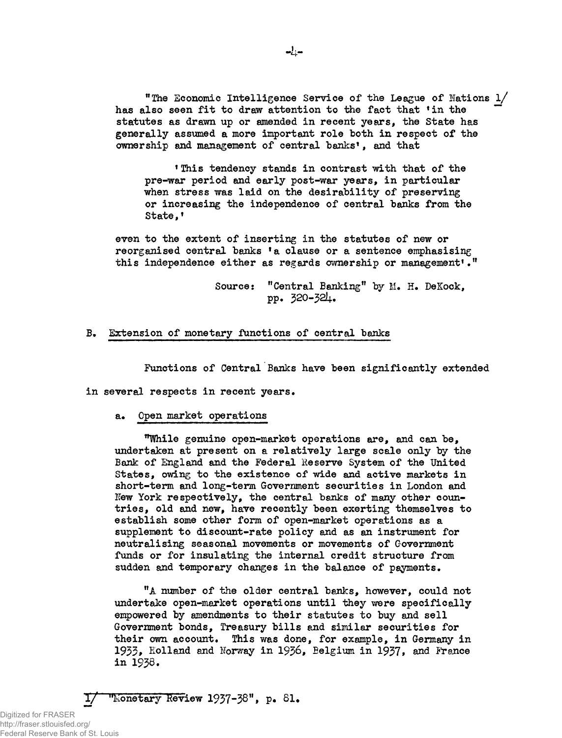"The Economic Intelligence Service of the League of Nations [1] has also seen fit to draw attention to the fact that 'in the statutes as drawn up or amended in recent years, the State has generally assumed a more important role both in respect of the ownership and management of central banks', and that

> 'This tendency stands in contrast with that of the pre-war period and early post-war years, in particular when stress was laid on the desirability of preserving or increasing the independence of central banks from the State,'

even to the extent of inserting in the statutes of new or reorganised central banks 'a clause or a sentence emphasising this independence either as regards ownership or management'."

Source: "Central Banking" by M. H. DeKock, pp. 320-324.

## B. Extension of monetary functions of central banks

Functions of Central Banks have been significantly extended in several respects in recent years.

### a. Open market operations

"While genuine open-market operations are, and can be, undertaken at present on a relatively large scale only by the Bank of England and the Federal Reserve System of the United States, owing to the existence of wide and active markets in short-term and long-term Government securities in London and New York respectively, the central banks of many other countries, old and new, have recently been exerting themselves to establish some other form of open-market operations as a supplement to discount-rate policy and as an instrument for neutralising seasonal movements or movements of Government funds or for insulating the internal credit structure from sudden and temporary changes in the balance of payments.

"A number of the older central banks, however, could not undertake open-market operations until they were specifically empowered by amendments to their statutes to buy and sell Government bonds, Treasury bills and similar securities for their own account. This was done, for example, in Germany in 1933, Holland and Norway in 1936, Belgium in 1937, and France in 1938.

[1] "Monetary Review 1937-38", p. 81.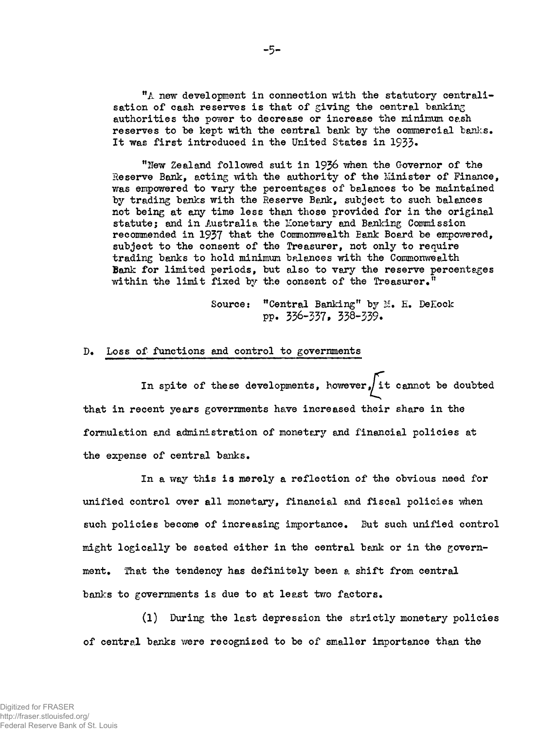"A new development in connection with the statutory centralisation of cash reserves is that of giving the central banking authorities the power to decrease or increase the minimum cash reserves to be kept with the central bank by the commercial banks. It was first introduced in the United States in 1933.

"New Zealand followed suit in 1936 when the Governor of the Reserve Bank, acting with the authority of the Minister of Finance, was empowered to vary the percentages of balances to be maintained by trading banks with the Reserve Bank, subject to such balances not being at any time less than those provided for in the original statute; and in Australia the Monetary and Banking Commission recommended in 1937 that the Commonwealth Bank Board be empowered, subject to the consent of the Treasurer, not only to require trading banks to hold minimum balances with the Commonwealth Bank for limited periods, but also to vary the reserve percentages within the limit fixed by the consent of the Treasurer."

Source: "Central Banking" by M. H. DeKock pp. 336-337, 338-339.

## D. Loss of functions and control to governments

In spite of these developments, however, it cannot be doubted that in recent years governments have increased their share in the formulation and administration of monetary and financial policies at the expense of central banks.

In a way this is merely a reflection of the obvious need for unified control over all monetary, financial and fiscal policies when such policies become of increasing importance. But such unified control might logically be seated either in the central bank or in the government. That the tendency has definitely been a shift from central banks to governments is due to at least two factors.

(1) During the last depression the strictly monetary policies of central banks were recognized to be of smaller importance than the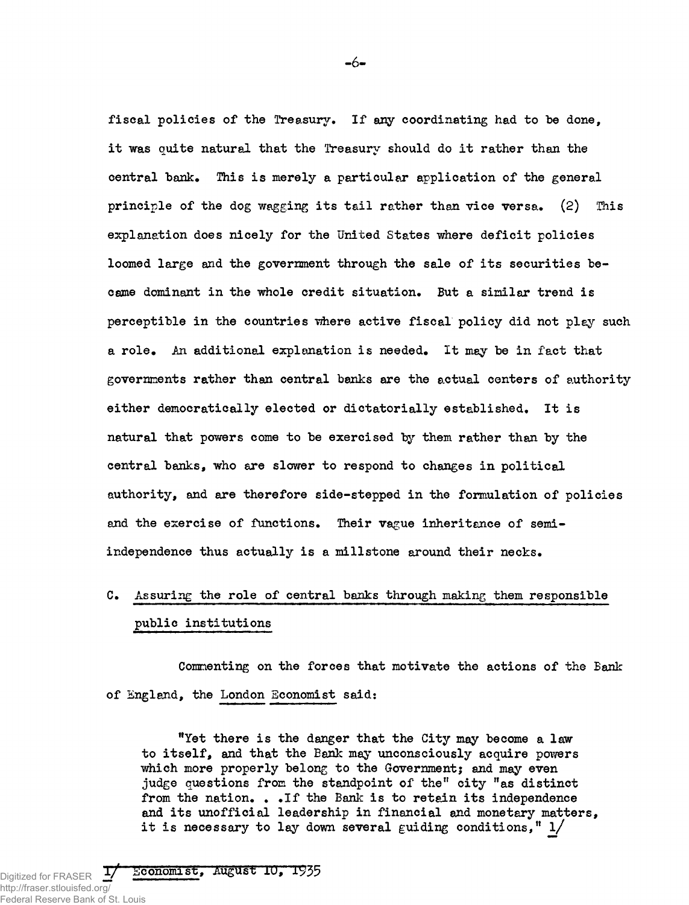fiscal policies of the Treasury. If any coordinating had to be done, it was quite natural that the Treasury should do it rather than the central bank. This is merely a particular application of the general principle of the dog wagging its tail rather than vice versa. (2) This explanation does nicely for the United States where deficit policies loomed large and the government through the sale of its securities became dominant in the whole credit situation. But a similar trend is perceptible in the countries where active fiscal policy did not play such a role. An additional explanation is needed. It may be in fact that governments rather than central banks are the actual centers of authority either democratically elected or dictatorially established. It is natural that powers come to be exercised by them rather than by the central banks, who are slower to respond to changes in political authority, and are therefore side-stepped in the formulation of policies and the exercise of functions. Their vague inheritance of semi-independence thus actually is a millstone around their necks.

## C. Assuring the role of central banks through making them responsible public institutions

Commenting on the forces that motivate the actions of the Bank of England, the London Economist said:

> "Yet there is the danger that the City may become a law to itself, and that the Bank may unconsciously acquire powers which more properly belong to the Government; and may even judge questions from the standpoint of the" city "as distinct from the nation. . .If the Bank is to retain its independence and its unofficial leadership in financial and monetary matters, it is necessary to lay down several guiding conditions," 1/

1/ Economist, August 10, 1935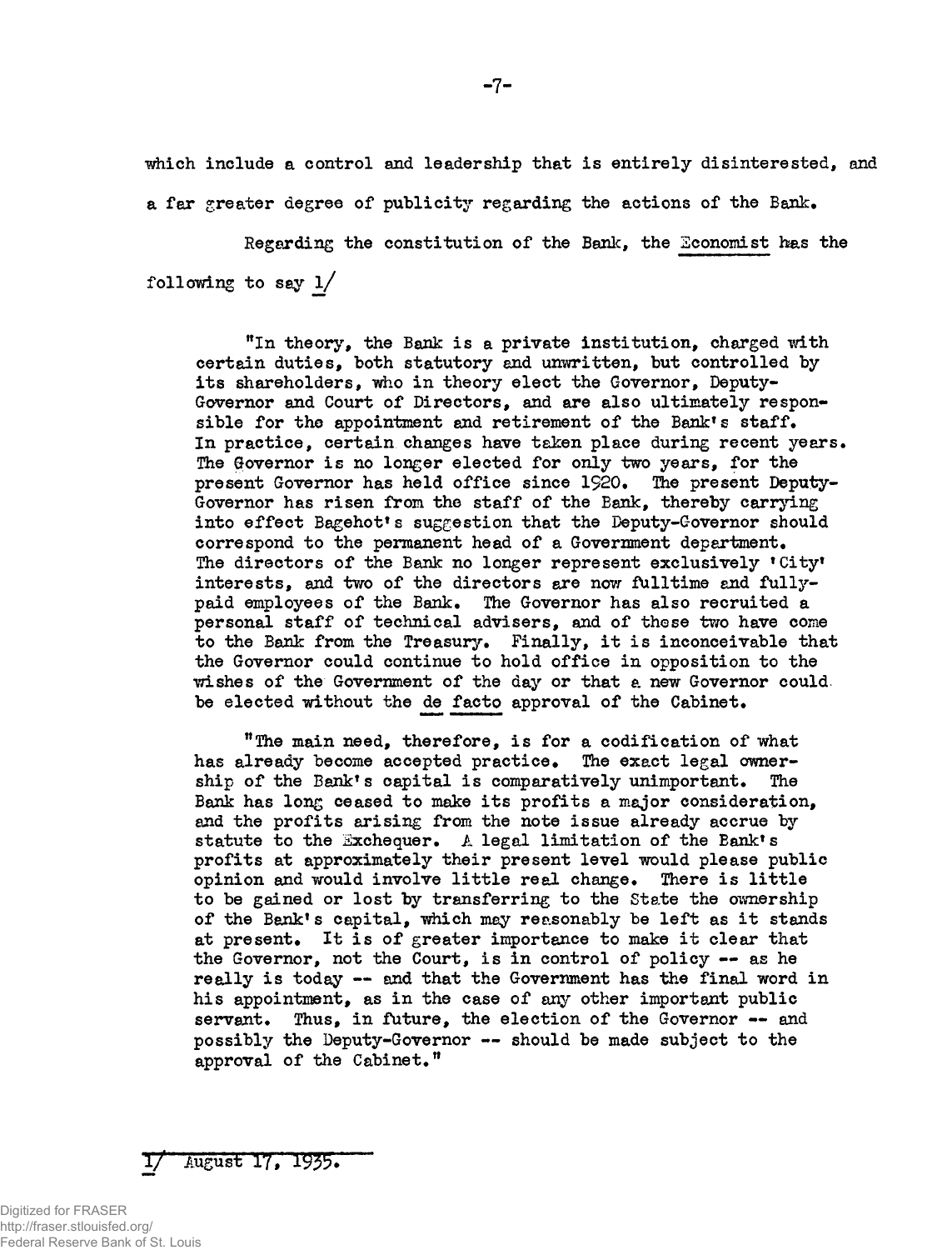which include a control and leadership that is entirely disinterested, and a far greater degree of publicity regarding the actions of the Bank.

Regarding the constitution of the Bank, the *Economist* has the following to say 1/

> "In theory, the Bank is a private institution, charged with certain duties, both statutory and unwritten, but controlled by its shareholders, who in theory elect the Governor, Deputy-Governor and Court of Directors, and are also ultimately responsible for the appointment and retirement of the Bank's staff. In practice, certain changes have taken place during recent years. The Governor is no longer elected for only two years, for the present Governor has held office since 1920. The present Deputy-Governor has risen from the staff of the Bank, thereby carrying into effect Bagehot's suggestion that the Deputy-Governor should correspond to the permanent head of a Government department. The directors of the Bank no longer represent exclusively 'City' interests, and two of the directors are now fulltime and fully-paid employees of the Bank. The Governor has also recruited a personal staff of technical advisers, and of these two have come to the Bank from the Treasury. Finally, it is inconceivable that the Governor could continue to hold office in opposition to the wishes of the Government of the day or that a new Governor could be elected without the *de facto* approval of the Cabinet.
>
> "The main need, therefore, is for a codification of what has already become accepted practice. The exact legal ownership of the Bank's capital is comparatively unimportant. The Bank has long ceased to make its profits a major consideration, and the profits arising from the note issue already accrue by statute to the Exchequer. A legal limitation of the Bank's profits at approximately their present level would please public opinion and would involve little real change. There is little to be gained or lost by transferring to the State the ownership of the Bank's capital, which may reasonably be left as it stands at present. It is of greater importance to make it clear that the Governor, not the Court, is in control of policy -- as he really is today -- and that the Government has the final word in his appointment, as in the case of any other important public servant. Thus, in future, the election of the Governor -- and possibly the Deputy-Governor -- should be made subject to the approval of the Cabinet."

---

1/ August 17, 1935.